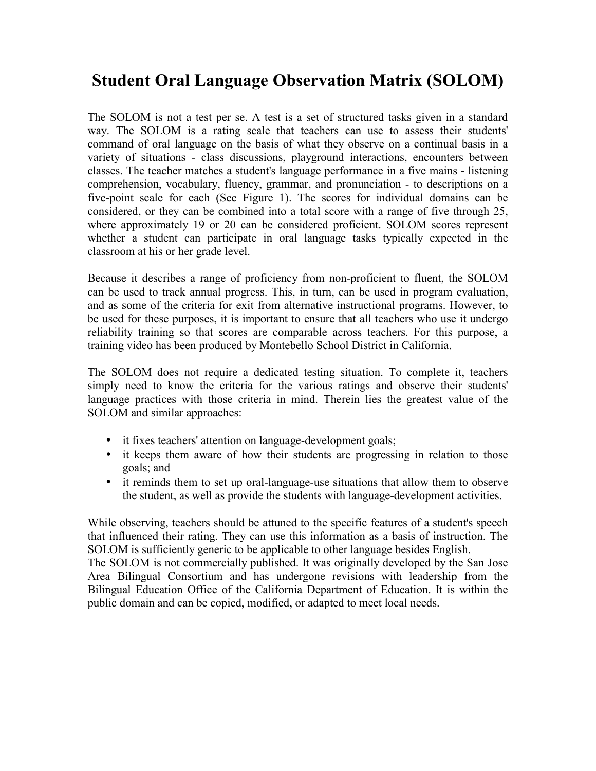# Student Oral Language Observation Matrix (SOLOM)

The SOLOM is not a test per se. A test is a set of structured tasks given in a standard way. The SOLOM is a rating scale that teachers can use to assess their students' command of oral language on the basis of what they observe on a continual basis in a variety of situations - class discussions, playground interactions, encounters between classes. The teacher matches a student's language performance in a five mains - listening comprehension, vocabulary, fluency, grammar, and pronunciation - to descriptions on a five-point scale for each (See Figure 1). The scores for individual domains can be considered, or they can be combined into a total score with a range of five through 25, where approximately 19 or 20 can be considered proficient. SOLOM scores represent whether a student can participate in oral language tasks typically expected in the classroom at his or her grade level.

Because it describes a range of proficiency from non-proficient to fluent, the SOLOM can be used to track annual progress. This, in turn, can be used in program evaluation, and as some of the criteria for exit from alternative instructional programs. However, to be used for these purposes, it is important to ensure that all teachers who use it undergo reliability training so that scores are comparable across teachers. For this purpose, a training video has been produced by Montebello School District in California.

The SOLOM does not require a dedicated testing situation. To complete it, teachers simply need to know the criteria for the various ratings and observe their students' language practices with those criteria in mind. Therein lies the greatest value of the SOLOM and similar approaches:

- it fixes teachers' attention on language-development goals;
- it keeps them aware of how their students are progressing in relation to those goals; and
- it reminds them to set up oral-language-use situations that allow them to observe the student, as well as provide the students with language-development activities.

While observing, teachers should be attuned to the specific features of a student's speech that influenced their rating. They can use this information as a basis of instruction. The SOLOM is sufficiently generic to be applicable to other language besides English.
The SOLOM is not commercially published. It was originally developed by the San Jose Area Bilingual Consortium and has undergone revisions with leadership from the Bilingual Education Office of the California Department of Education. It is within the public domain and can be copied, modified, or adapted to meet local needs.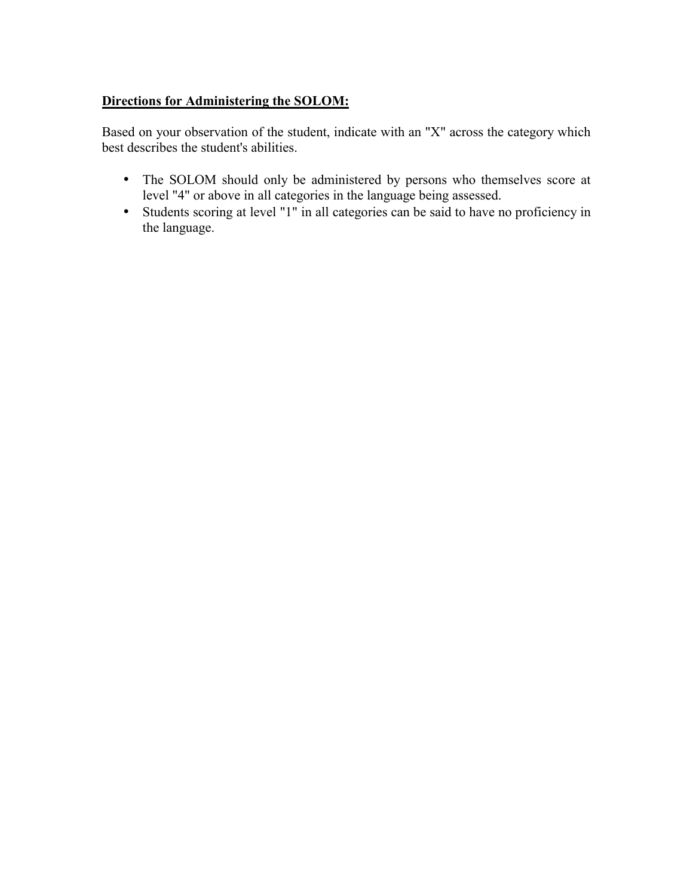**Directions for Administering the SOLOM:**

Based on your observation of the student, indicate with an "X" across the category which best describes the student's abilities.

- The SOLOM should only be administered by persons who themselves score at level "4" or above in all categories in the language being assessed.
- Students scoring at level "1" in all categories can be said to have no proficiency in the language.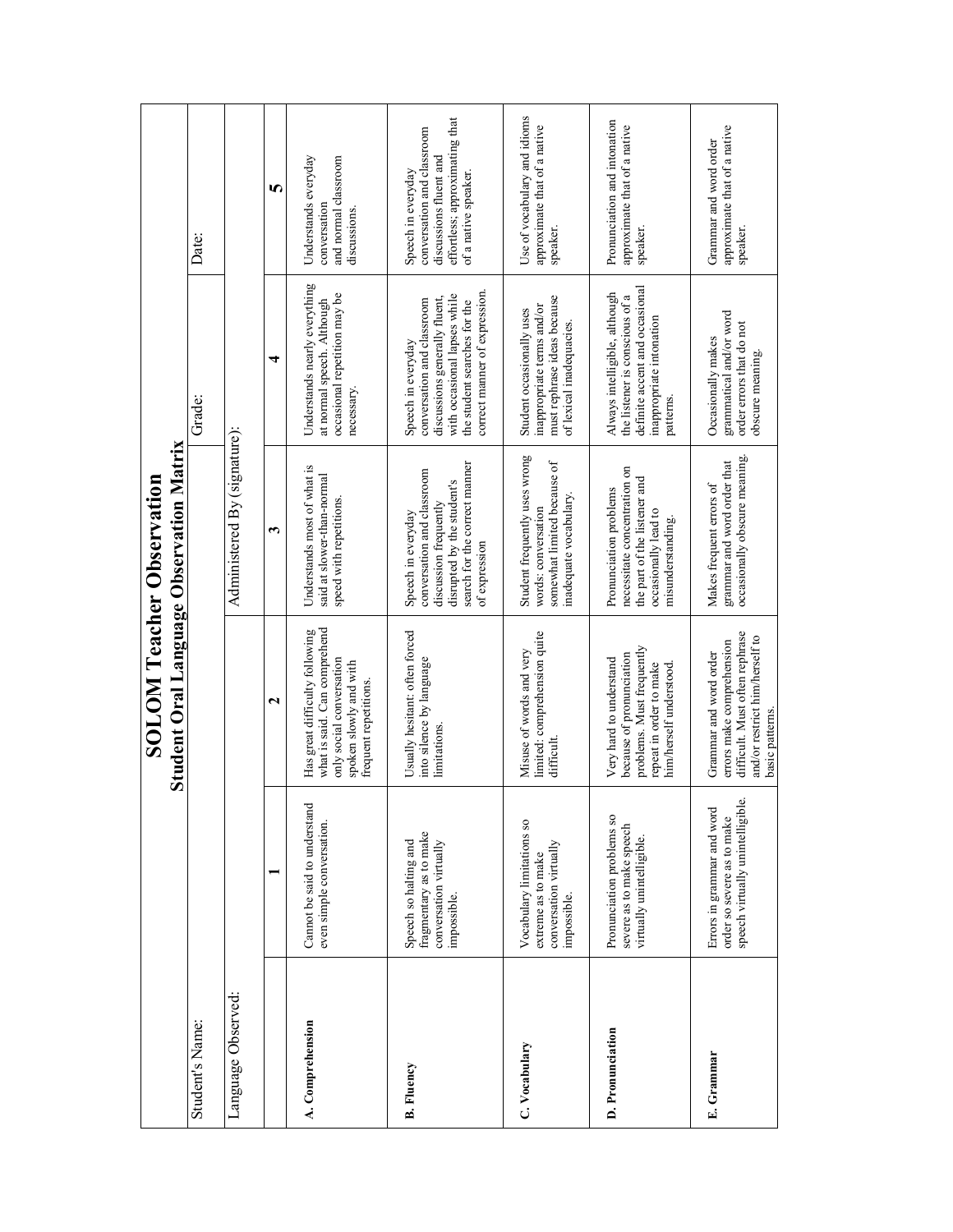# SOLOM Teacher Observation

## Student Oral Language Observation Matrix

Student's Name: | Grade: | Date:

Language Observed: | Administered By (signature):

| | 1 | 2 | 3 | 4 | 5 |
|---|---|---|---|---|---|
| **A. Comprehension** | Cannot be said to understand even simple conversation. | Has great difficulty following what is said. Can comprehend only social conversation spoken slowly and with frequent repetitions. | Understands most of what is said at slower-than-normal speed with repetitions. | Understands nearly everything at normal speech. Although occasional repetition may be necessary. | Understands everyday conversation and normal classroom discussions. |
| **B. Fluency** | Speech so halting and fragmentary as to make conversation virtually impossible. | Usually hesitant: often forced into silence by language limitations. | Speech in everyday conversation and classroom discussion frequently disrupted by the student's search for the correct manner of expression | Speech in everyday conversation and classroom discussions generally fluent, with occasional lapses while the student searches for the correct manner of expression. | Speech in everyday conversation and classroom discussions fluent and effortless; approximating that of a native speaker. |
| **C. Vocabulary** | Vocabulary limitations so extreme as to make conversation virtually impossible. | Misuse of words and very limited: comprehension quite difficult. | Student frequently uses wrong words: conversation somewhat limited because of inadequate vocabulary. | Student occasionally uses inappropriate terms and/or must rephrase ideas because of lexical inadequacies. | Use of vocabulary and idioms approximate that of a native speaker. |
| **D. Pronunciation** | Pronunciation problems so severe as to make speech virtually unintelligible. | Very hard to understand because of pronunciation problems. Must frequently repeat in order to make him/herself understood. | Pronunciation problems necessitate concentration on the part of the listener and occasionally lead to misunderstanding. | Always intelligible, although the listener is conscious of a definite accent and occasional inappropriate intonation patterns. | Pronunciation and intonation approximate that of a native speaker. |
| **E. Grammar** | Errors in grammar and word order so severe as to make speech virtually unintelligible. | Grammar and word order errors make comprehension difficult. Must often rephrase and/or restrict him/herself to basic patterns. | Makes frequent errors of grammar and word order that occasionally obscure meaning. | Occasionally makes grammatical and/or word order errors that do not obscure meaning. | Grammar and word order approximate that of a native speaker. |